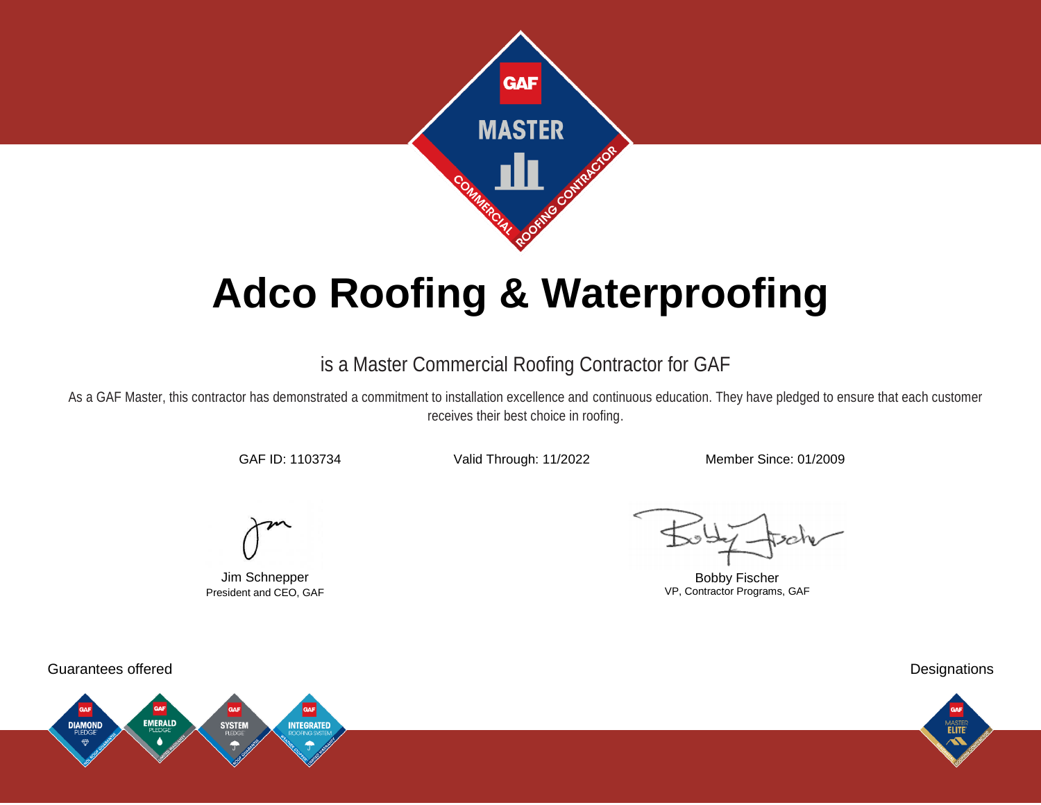# Adco Roofing & Waterproofing

is a Master Commercial Roofing Contractor for GAF

As a GAF Master, this contractor has demonstrated a commitment to installation excellence and continuous education. They have pledged to ensure that each customer receives their best choice in roofing.

GAF ID: 1103734

Valid Through: 11/2022

Member Since: 01/2009

Jim Schnepper
President and CEO, GAF

Bobby Fischer
VP, Contractor Programs, GAF

Guarantees offered

Designations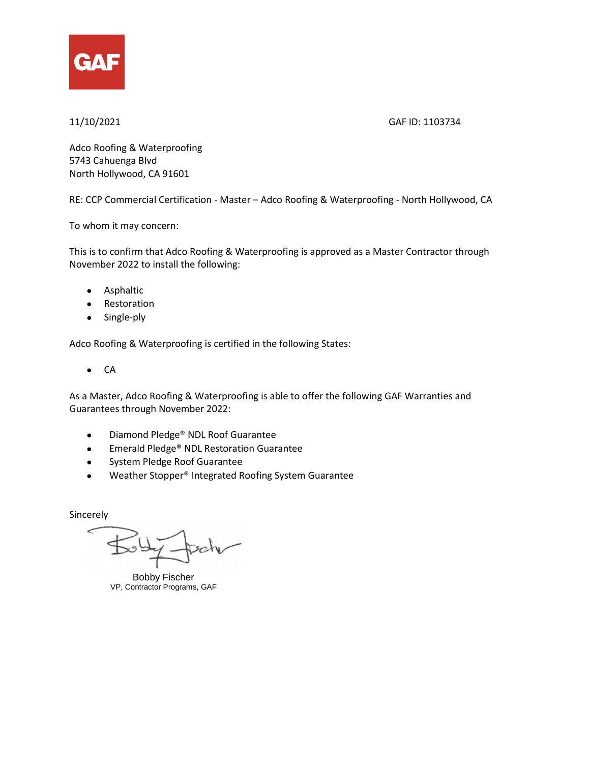GAF

11/10/2021 GAF ID: 1103734

Adco Roofing & Waterproofing
5743 Cahuenga Blvd
North Hollywood, CA 91601

RE: CCP Commercial Certification - Master – Adco Roofing & Waterproofing - North Hollywood, CA

To whom it may concern:

This is to confirm that Adco Roofing & Waterproofing is approved as a Master Contractor through November 2022 to install the following:

- Asphaltic
- Restoration
- Single-ply

Adco Roofing & Waterproofing is certified in the following States:

- CA

As a Master, Adco Roofing & Waterproofing is able to offer the following GAF Warranties and Guarantees through November 2022:

- Diamond Pledge® NDL Roof Guarantee
- Emerald Pledge® NDL Restoration Guarantee
- System Pledge Roof Guarantee
- Weather Stopper® Integrated Roofing System Guarantee

Sincerely

Bobby Fischer
VP, Contractor Programs, GAF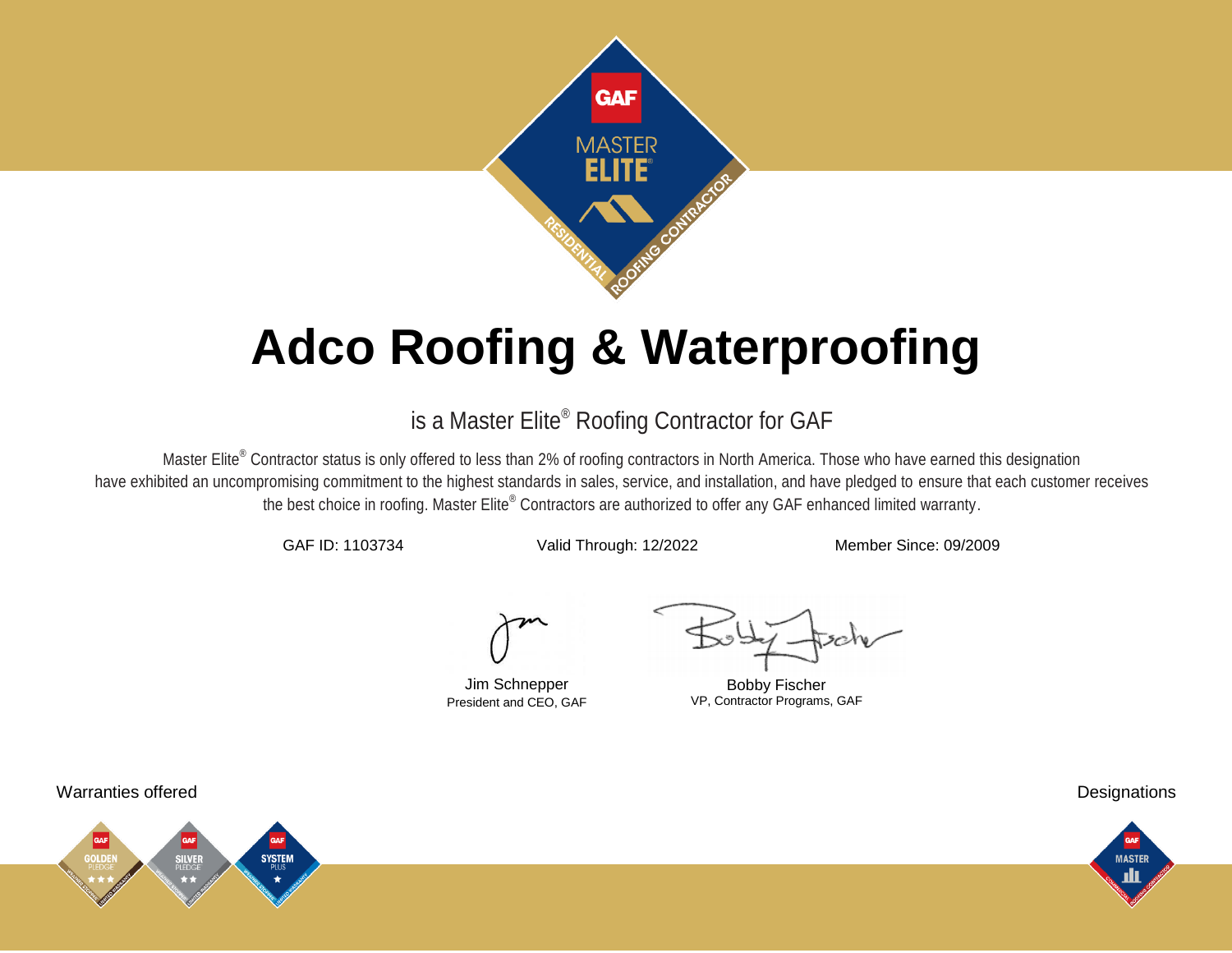GAF

MASTER ELITE®

RESIDENTIAL ROOFING CONTRACTOR

# Adco Roofing & Waterproofing

is a Master Elite® Roofing Contractor for GAF

Master Elite® Contractor status is only offered to less than 2% of roofing contractors in North America. Those who have earned this designation have exhibited an uncompromising commitment to the highest standards in sales, service, and installation, and have pledged to ensure that each customer receives the best choice in roofing. Master Elite® Contractors are authorized to offer any GAF enhanced limited warranty.

GAF ID: 1103734 | Valid Through: 12/2022 | Member Since: 09/2009

Jim Schnepper
President and CEO, GAF

Bobby Fischer
VP, Contractor Programs, GAF

Warranties offered

GOLDEN PLEDGE · SILVER PLEDGE · SYSTEM PLUS

Designations

MASTER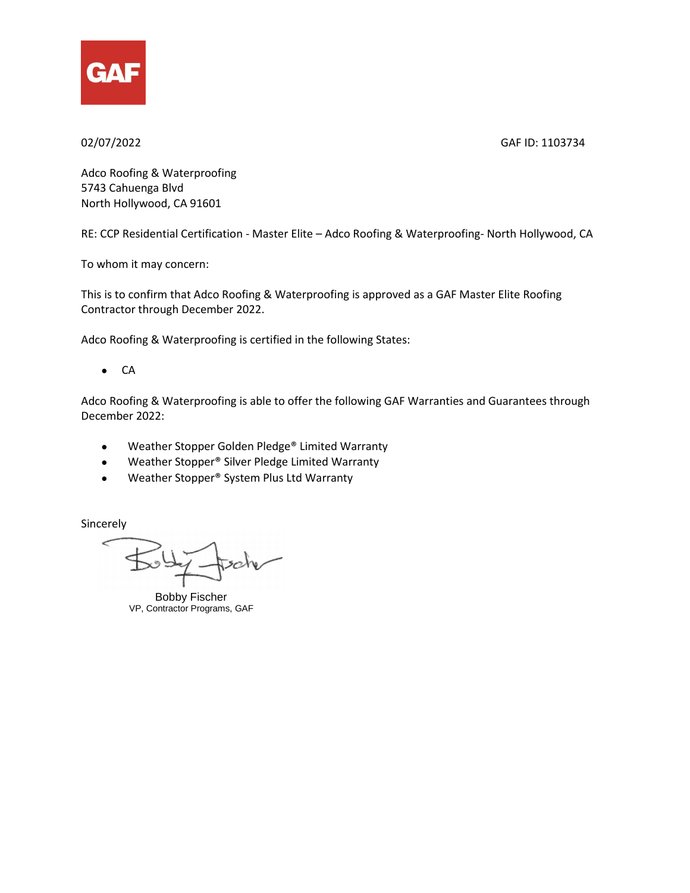GAF

02/07/2022 GAF ID: 1103734

Adco Roofing & Waterproofing
5743 Cahuenga Blvd
North Hollywood, CA 91601

RE: CCP Residential Certification - Master Elite – Adco Roofing & Waterproofing- North Hollywood, CA

To whom it may concern:

This is to confirm that Adco Roofing & Waterproofing is approved as a GAF Master Elite Roofing Contractor through December 2022.

Adco Roofing & Waterproofing is certified in the following States:

- CA

Adco Roofing & Waterproofing is able to offer the following GAF Warranties and Guarantees through December 2022:

- Weather Stopper Golden Pledge® Limited Warranty
- Weather Stopper® Silver Pledge Limited Warranty
- Weather Stopper® System Plus Ltd Warranty

Sincerely

Bobby Fischer
VP, Contractor Programs, GAF